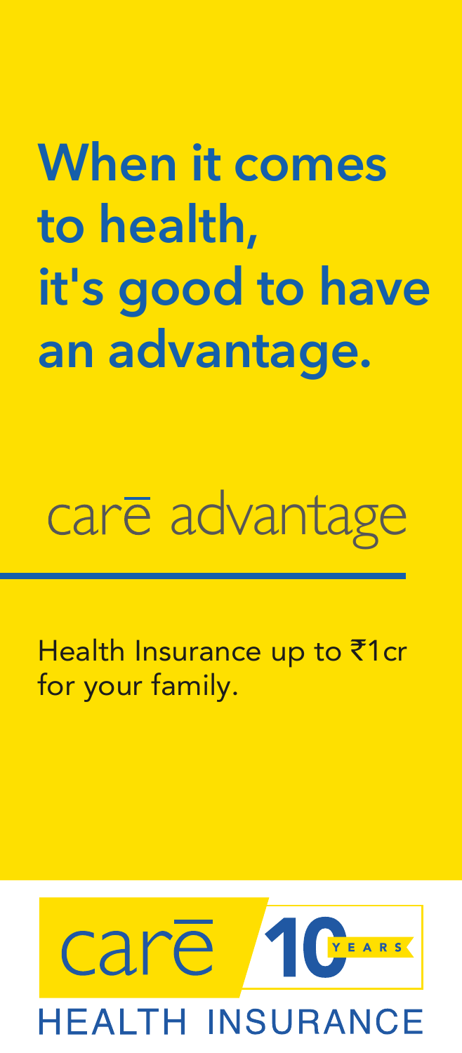# When it comes to health, it's good to have an advantage.

## carē advantage

Health Insurance up to ₹1cr for your family.

carē 10 YEARS

HEALTH INSURANCE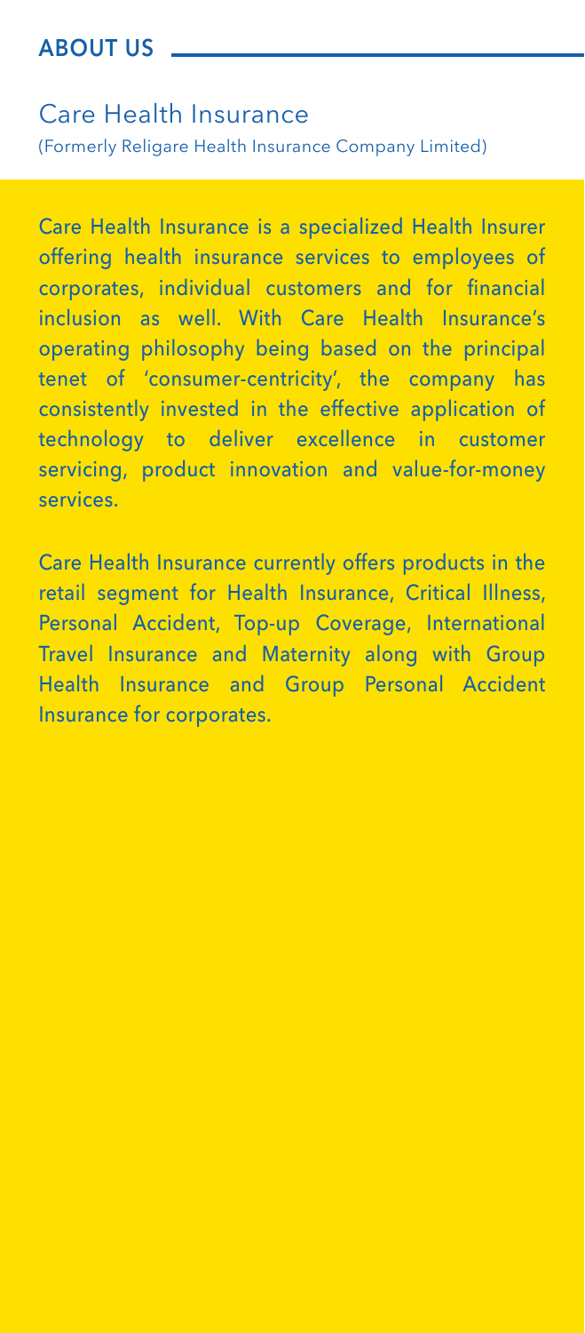## ABOUT US

### Care Health Insurance

(Formerly Religare Health Insurance Company Limited)

Care Health Insurance is a specialized Health Insurer offering health insurance services to employees of corporates, individual customers and for financial inclusion as well. With Care Health Insurance's operating philosophy being based on the principal tenet of 'consumer-centricity', the company has consistently invested in the effective application of technology to deliver excellence in customer servicing, product innovation and value-for-money services.

Care Health Insurance currently offers products in the retail segment for Health Insurance, Critical Illness, Personal Accident, Top-up Coverage, International Travel Insurance and Maternity along with Group Health Insurance and Group Personal Accident Insurance for corporates.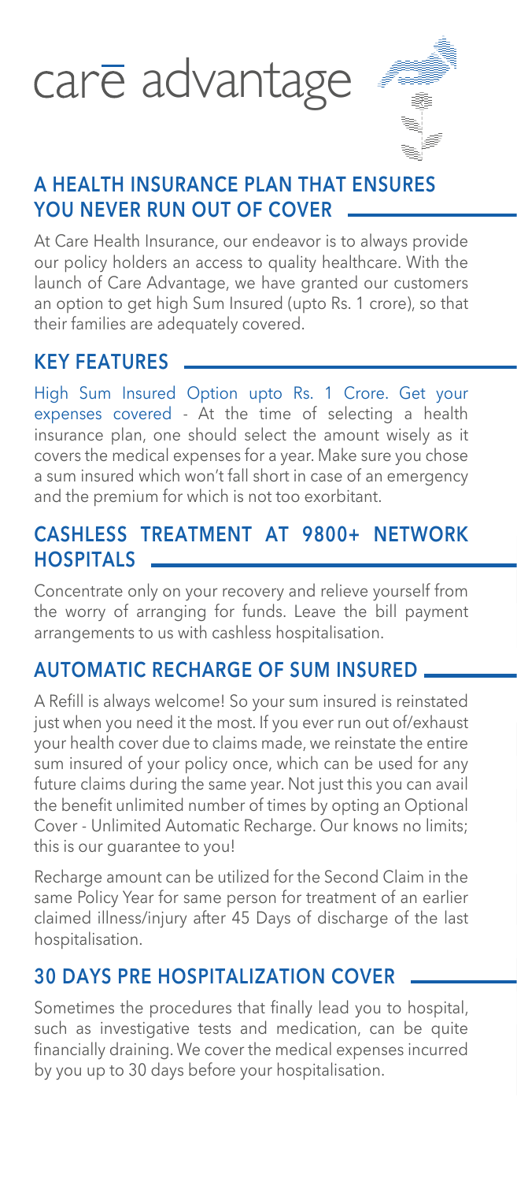# carē advantage

## A HEALTH INSURANCE PLAN THAT ENSURES YOU NEVER RUN OUT OF COVER

At Care Health Insurance, our endeavor is to always provide our policy holders an access to quality healthcare. With the launch of Care Advantage, we have granted our customers an option to get high Sum Insured (upto Rs. 1 crore), so that their families are adequately covered.

## KEY FEATURES

High Sum Insured Option upto Rs. 1 Crore. Get your expenses covered - At the time of selecting a health insurance plan, one should select the amount wisely as it covers the medical expenses for a year. Make sure you chose a sum insured which won't fall short in case of an emergency and the premium for which is not too exorbitant.

## CASHLESS TREATMENT AT 9800+ NETWORK HOSPITALS

Concentrate only on your recovery and relieve yourself from the worry of arranging for funds. Leave the bill payment arrangements to us with cashless hospitalisation.

## AUTOMATIC RECHARGE OF SUM INSURED

A Refill is always welcome! So your sum insured is reinstated just when you need it the most. If you ever run out of/exhaust your health cover due to claims made, we reinstate the entire sum insured of your policy once, which can be used for any future claims during the same year. Not just this you can avail the benefit unlimited number of times by opting an Optional Cover - Unlimited Automatic Recharge. Our knows no limits; this is our guarantee to you!

Recharge amount can be utilized for the Second Claim in the same Policy Year for same person for treatment of an earlier claimed illness/injury after 45 Days of discharge of the last hospitalisation.

## 30 DAYS PRE HOSPITALIZATION COVER

Sometimes the procedures that finally lead you to hospital, such as investigative tests and medication, can be quite financially draining. We cover the medical expenses incurred by you up to 30 days before your hospitalisation.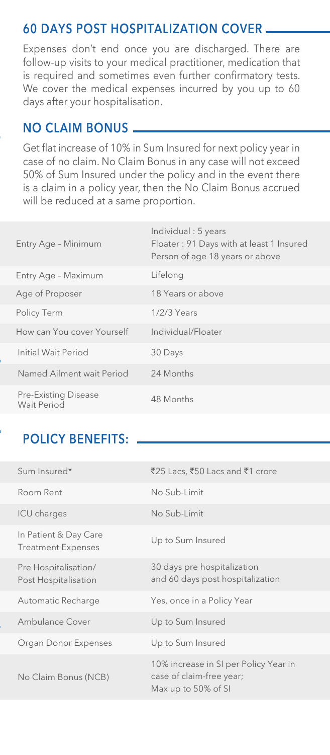## 60 DAYS POST HOSPITALIZATION COVER

Expenses don't end once you are discharged. There are follow-up visits to your medical practitioner, medication that is required and sometimes even further confirmatory tests. We cover the medical expenses incurred by you up to 60 days after your hospitalisation.

## NO CLAIM BONUS

Get flat increase of 10% in Sum Insured for next policy year in case of no claim. No Claim Bonus in any case will not exceed 50% of Sum Insured under the policy and in the event there is a claim in a policy year, then the No Claim Bonus accrued will be reduced at a same proportion.

| | |
|---|---|
| Entry Age – Minimum | Individual : 5 years<br>Floater : 91 Days with at least 1 Insured Person of age 18 years or above |
| Entry Age – Maximum | Lifelong |
| Age of Proposer | 18 Years or above |
| Policy Term | 1/2/3 Years |
| How can You cover Yourself | Individual/Floater |
| Initial Wait Period | 30 Days |
| Named Ailment wait Period | 24 Months |
| Pre-Existing Disease Wait Period | 48 Months |

## POLICY BENEFITS:

| | |
|---|---|
| Sum Insured* | ₹25 Lacs, ₹50 Lacs and ₹1 crore |
| Room Rent | No Sub-Limit |
| ICU charges | No Sub-Limit |
| In Patient & Day Care Treatment Expenses | Up to Sum Insured |
| Pre Hospitalisation/ Post Hospitalisation | 30 days pre hospitalization and 60 days post hospitalization |
| Automatic Recharge | Yes, once in a Policy Year |
| Ambulance Cover | Up to Sum Insured |
| Organ Donor Expenses | Up to Sum Insured |
| No Claim Bonus (NCB) | 10% increase in SI per Policy Year in case of claim-free year;<br>Max up to 50% of SI |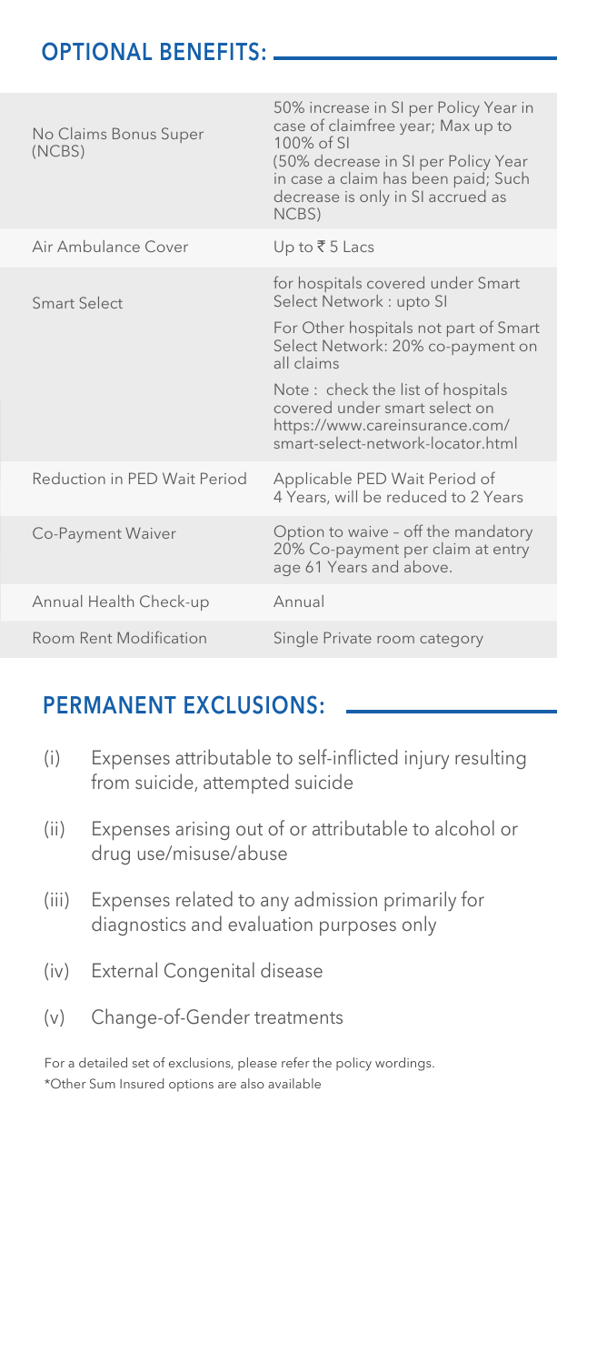## OPTIONAL BENEFITS:

| | |
|---|---|
| No Claims Bonus Super (NCBS) | 50% increase in SI per Policy Year in case of claimfree year; Max up to 100% of SI (50% decrease in SI per Policy Year in case a claim has been paid; Such decrease is only in SI accrued as NCBS) |
| Air Ambulance Cover | Up to ₹ 5 Lacs |
| Smart Select | for hospitals covered under Smart Select Network : upto SI<br>For Other hospitals not part of Smart Select Network: 20% co-payment on all claims<br>Note : check the list of hospitals covered under smart select on https://www.careinsurance.com/smart-select-network-locator.html |
| Reduction in PED Wait Period | Applicable PED Wait Period of 4 Years, will be reduced to 2 Years |
| Co-Payment Waiver | Option to waive – off the mandatory 20% Co-payment per claim at entry age 61 Years and above. |
| Annual Health Check-up | Annual |
| Room Rent Modification | Single Private room category |

## PERMANENT EXCLUSIONS:

(i) Expenses attributable to self-inflicted injury resulting from suicide, attempted suicide

(ii) Expenses arising out of or attributable to alcohol or drug use/misuse/abuse

(iii) Expenses related to any admission primarily for diagnostics and evaluation purposes only

(iv) External Congenital disease

(v) Change-of-Gender treatments

For a detailed set of exclusions, please refer the policy wordings.
*Other Sum Insured options are also available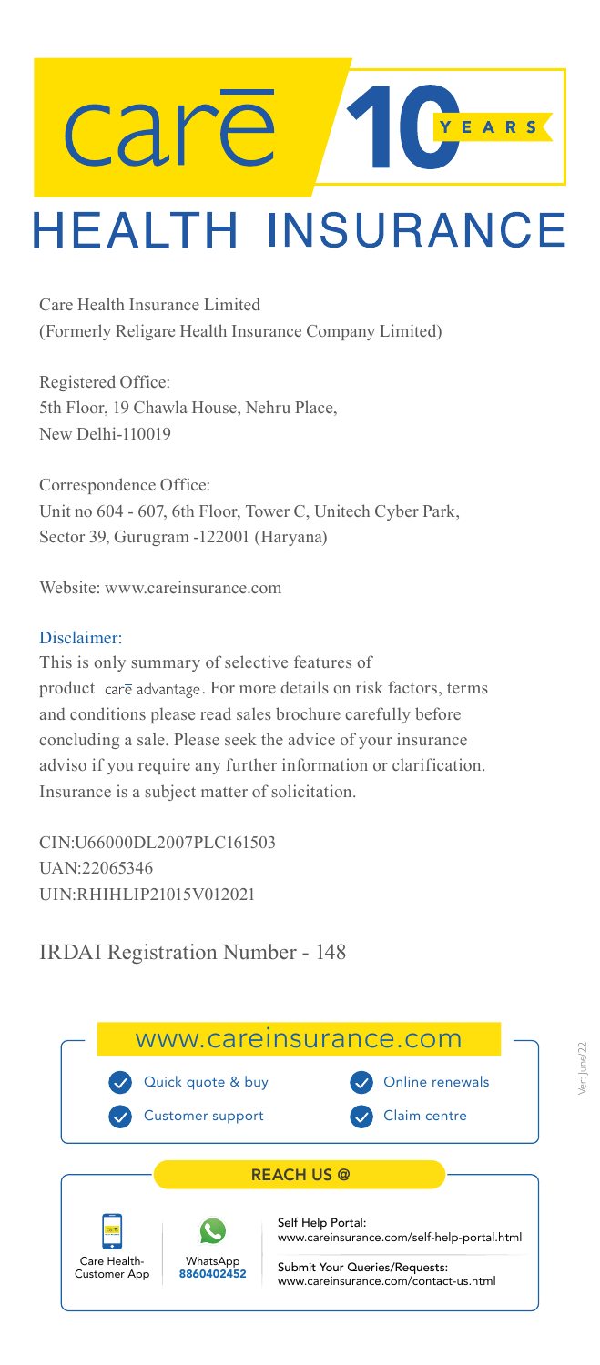# carē 10 YEARS

# HEALTH INSURANCE

Care Health Insurance Limited
(Formerly Religare Health Insurance Company Limited)

Registered Office:
5th Floor, 19 Chawla House, Nehru Place,
New Delhi-110019

Correspondence Office:
Unit no 604 - 607, 6th Floor, Tower C, Unitech Cyber Park,
Sector 39, Gurugram -122001 (Haryana)

Website: www.careinsurance.com

Disclaimer:
This is only summary of selective features of product carē advantage. For more details on risk factors, terms and conditions please read sales brochure carefully before concluding a sale. Please seek the advice of your insurance adviso if you require any further information or clarification. Insurance is a subject matter of solicitation.

CIN:U66000DL2007PLC161503
UAN:22065346
UIN:RHIHLIP21015V012021

IRDAI Registration Number - 148

## www.careinsurance.com

- Quick quote & buy
- Online renewals
- Customer support
- Claim centre

## REACH US @

Care Health- Customer App

WhatsApp 8860402452

Self Help Portal:
www.careinsurance.com/self-help-portal.html

Submit Your Queries/Requests:
www.careinsurance.com/contact-us.html

Ver: June/22